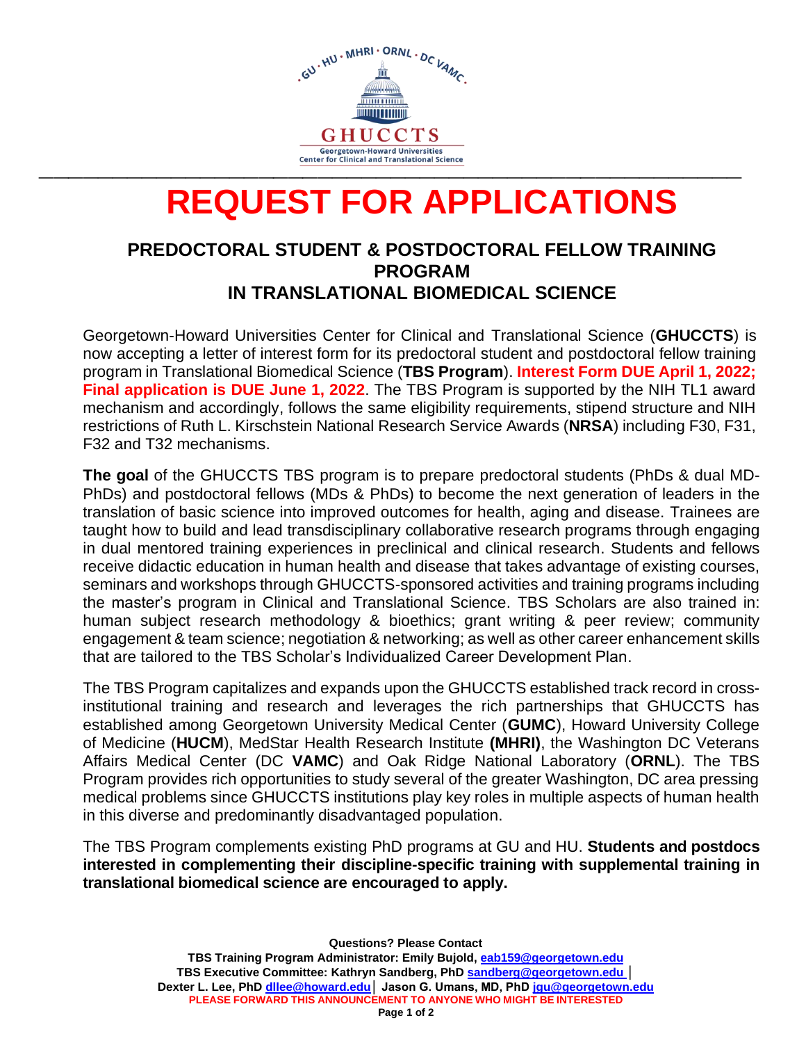GU · HU · MHRI · ORNL · DC VAMC

GHUCCTS

Georgetown-Howard Universities Center for Clinical and Translational Science

# REQUEST FOR APPLICATIONS

## PREDOCTORAL STUDENT & POSTDOCTORAL FELLOW TRAINING PROGRAM IN TRANSLATIONAL BIOMEDICAL SCIENCE

Georgetown-Howard Universities Center for Clinical and Translational Science (**GHUCCTS**) is now accepting a letter of interest form for its predoctoral student and postdoctoral fellow training program in Translational Biomedical Science (**TBS Program**). **Interest Form DUE April 1, 2022; Final application is DUE June 1, 2022**. The TBS Program is supported by the NIH TL1 award mechanism and accordingly, follows the same eligibility requirements, stipend structure and NIH restrictions of Ruth L. Kirschstein National Research Service Awards (**NRSA**) including F30, F31, F32 and T32 mechanisms.

**The goal** of the GHUCCTS TBS program is to prepare predoctoral students (PhDs & dual MD-PhDs) and postdoctoral fellows (MDs & PhDs) to become the next generation of leaders in the translation of basic science into improved outcomes for health, aging and disease. Trainees are taught how to build and lead transdisciplinary collaborative research programs through engaging in dual mentored training experiences in preclinical and clinical research. Students and fellows receive didactic education in human health and disease that takes advantage of existing courses, seminars and workshops through GHUCCTS-sponsored activities and training programs including the master's program in Clinical and Translational Science. TBS Scholars are also trained in: human subject research methodology & bioethics; grant writing & peer review; community engagement & team science; negotiation & networking; as well as other career enhancement skills that are tailored to the TBS Scholar's Individualized Career Development Plan.

The TBS Program capitalizes and expands upon the GHUCCTS established track record in cross-institutional training and research and leverages the rich partnerships that GHUCCTS has established among Georgetown University Medical Center (**GUMC**), Howard University College of Medicine (**HUCM**), MedStar Health Research Institute **(MHRI)**, the Washington DC Veterans Affairs Medical Center (DC **VAMC**) and Oak Ridge National Laboratory (**ORNL**). The TBS Program provides rich opportunities to study several of the greater Washington, DC area pressing medical problems since GHUCCTS institutions play key roles in multiple aspects of human health in this diverse and predominantly disadvantaged population.

The TBS Program complements existing PhD programs at GU and HU. **Students and postdocs interested in complementing their discipline-specific training with supplemental training in translational biomedical science are encouraged to apply.**

**Questions? Please Contact**
**TBS Training Program Administrator: Emily Bujold, [eab159@georgetown.edu](mailto:eab159@georgetown.edu)**
**TBS Executive Committee: Kathryn Sandberg, PhD [sandberg@georgetown.edu](mailto:sandberg@georgetown.edu) | Dexter L. Lee, PhD [dllee@howard.edu](mailto:dllee@howard.edu) | Jason G. Umans, MD, PhD [jgu@georgetown.edu](mailto:jgu@georgetown.edu)**
**PLEASE FORWARD THIS ANNOUNCEMENT TO ANYONE WHO MIGHT BE INTERESTED**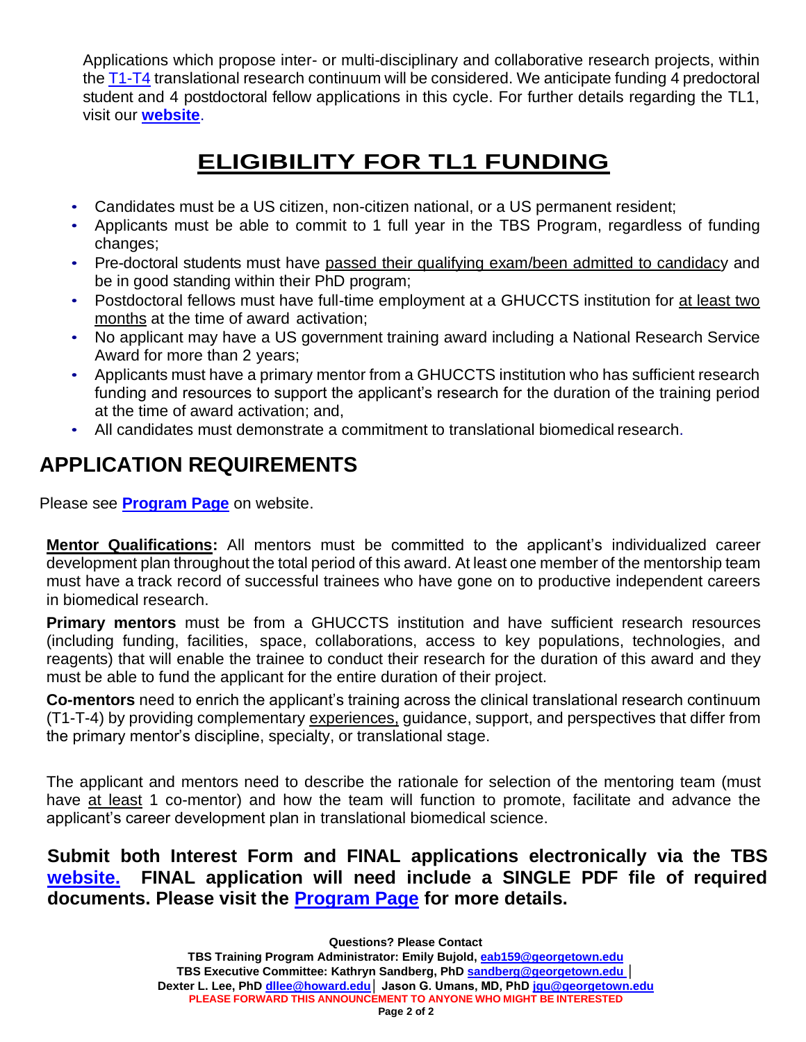Applications which propose inter- or multi-disciplinary and collaborative research projects, within the T1-T4 translational research continuum will be considered. We anticipate funding 4 predoctoral student and 4 postdoctoral fellow applications in this cycle. For further details regarding the TL1, visit our **website**.

## ELIGIBILITY FOR TL1 FUNDING

- Candidates must be a US citizen, non-citizen national, or a US permanent resident;
- Applicants must be able to commit to 1 full year in the TBS Program, regardless of funding changes;
- Pre-doctoral students must have passed their qualifying exam/been admitted to candidacy and be in good standing within their PhD program;
- Postdoctoral fellows must have full-time employment at a GHUCCTS institution for at least two months at the time of award activation;
- No applicant may have a US government training award including a National Research Service Award for more than 2 years;
- Applicants must have a primary mentor from a GHUCCTS institution who has sufficient research funding and resources to support the applicant's research for the duration of the training period at the time of award activation; and,
- All candidates must demonstrate a commitment to translational biomedical research.

## APPLICATION REQUIREMENTS

Please see **Program Page** on website.

**Mentor Qualifications:** All mentors must be committed to the applicant's individualized career development plan throughout the total period of this award. At least one member of the mentorship team must have a track record of successful trainees who have gone on to productive independent careers in biomedical research.

**Primary mentors** must be from a GHUCCTS institution and have sufficient research resources (including funding, facilities, space, collaborations, access to key populations, technologies, and reagents) that will enable the trainee to conduct their research for the duration of this award and they must be able to fund the applicant for the entire duration of their project.

**Co-mentors** need to enrich the applicant's training across the clinical translational research continuum (T1-T-4) by providing complementary experiences, guidance, support, and perspectives that differ from the primary mentor's discipline, specialty, or translational stage.

The applicant and mentors need to describe the rationale for selection of the mentoring team (must have at least 1 co-mentor) and how the team will function to promote, facilitate and advance the applicant's career development plan in translational biomedical science.

**Submit both Interest Form and FINAL applications electronically via the TBS website. FINAL application will need include a SINGLE PDF file of required documents. Please visit the Program Page for more details.**

**Questions? Please Contact**
**TBS Training Program Administrator: Emily Bujold, eab159@georgetown.edu**
**TBS Executive Committee: Kathryn Sandberg, PhD sandberg@georgetown.edu | Dexter L. Lee, PhD dllee@howard.edu | Jason G. Umans, MD, PhD jgu@georgetown.edu**
**PLEASE FORWARD THIS ANNOUNCEMENT TO ANYONE WHO MIGHT BE INTERESTED**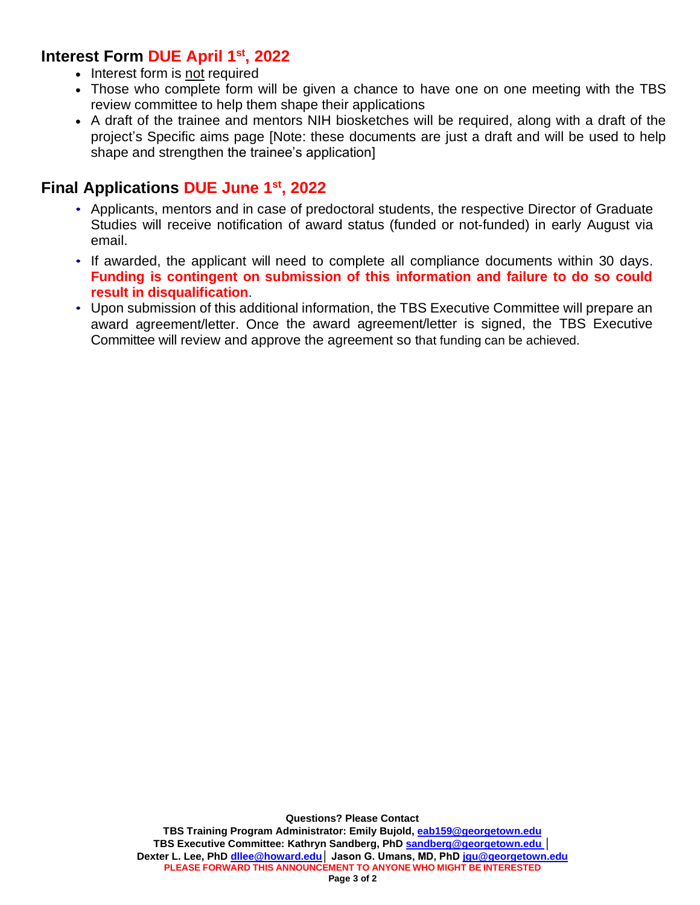## Interest Form **DUE April 1st, 2022**

- Interest form is not required
- Those who complete form will be given a chance to have one on one meeting with the TBS review committee to help them shape their applications
- A draft of the trainee and mentors NIH biosketches will be required, along with a draft of the project's Specific aims page [Note: these documents are just a draft and will be used to help shape and strengthen the trainee's application]

## Final Applications **DUE June 1st, 2022**

- Applicants, mentors and in case of predoctoral students, the respective Director of Graduate Studies will receive notification of award status (funded or not-funded) in early August via email.
- If awarded, the applicant will need to complete all compliance documents within 30 days. **Funding is contingent on submission of this information and failure to do so could result in disqualification**.
- Upon submission of this additional information, the TBS Executive Committee will prepare an award agreement/letter. Once the award agreement/letter is signed, the TBS Executive Committee will review and approve the agreement so that funding can be achieved.

**Questions? Please Contact**

**TBS Training Program Administrator: Emily Bujold, eab159@georgetown.edu**

**TBS Executive Committee: Kathryn Sandberg, PhD sandberg@georgetown.edu | Dexter L. Lee, PhD dllee@howard.edu | Jason G. Umans, MD, PhD jgu@georgetown.edu**

**PLEASE FORWARD THIS ANNOUNCEMENT TO ANYONE WHO MIGHT BE INTERESTED**